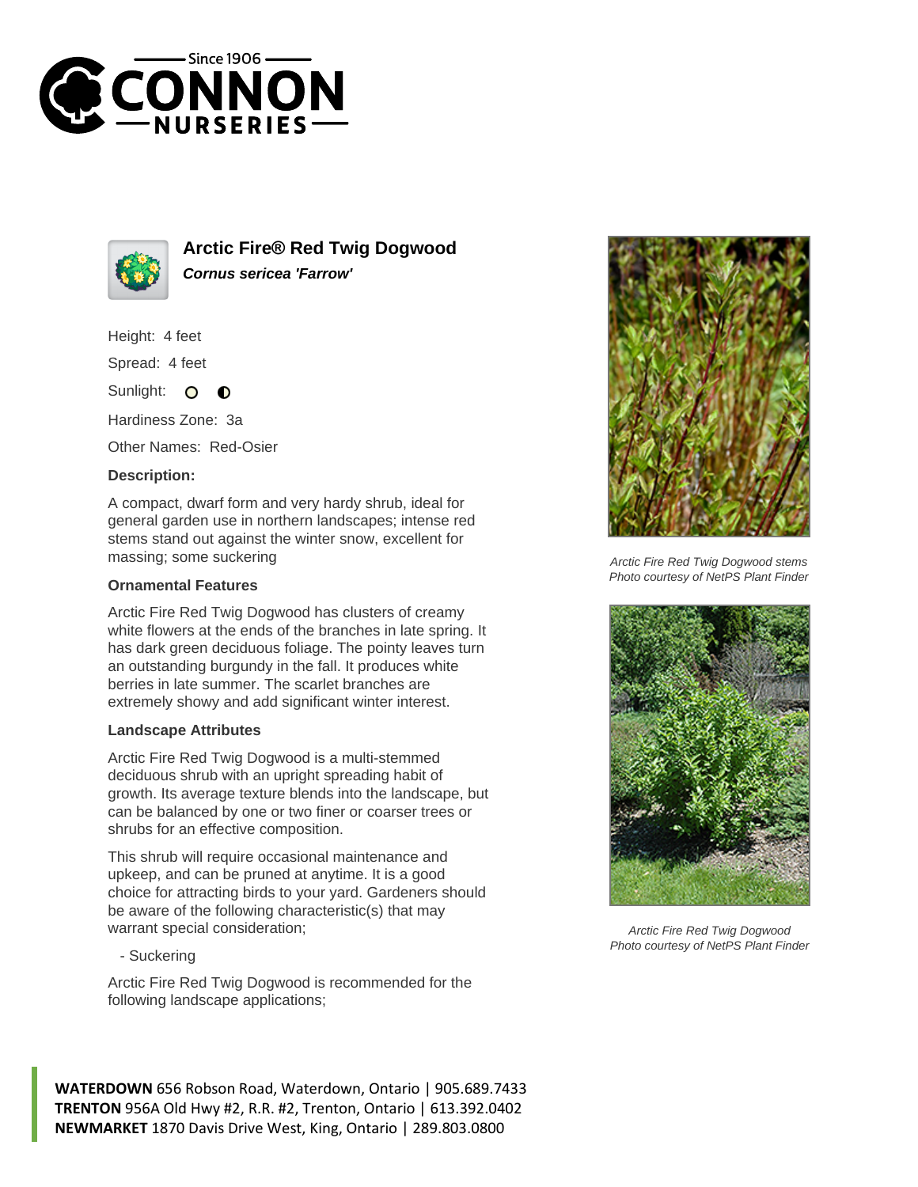# Arctic Fire® Red Twig Dogwood

***Cornus sericea 'Farrow'***

Height: 4 feet

Spread: 4 feet

Sunlight:

Hardiness Zone: 3a

Other Names: Red-Osier

**Description:**

A compact, dwarf form and very hardy shrub, ideal for general garden use in northern landscapes; intense red stems stand out against the winter snow, excellent for massing; some suckering

**Ornamental Features**

Arctic Fire Red Twig Dogwood has clusters of creamy white flowers at the ends of the branches in late spring. It has dark green deciduous foliage. The pointy leaves turn an outstanding burgundy in the fall. It produces white berries in late summer. The scarlet branches are extremely showy and add significant winter interest.

**Landscape Attributes**

Arctic Fire Red Twig Dogwood is a multi-stemmed deciduous shrub with an upright spreading habit of growth. Its average texture blends into the landscape, but can be balanced by one or two finer or coarser trees or shrubs for an effective composition.

This shrub will require occasional maintenance and upkeep, and can be pruned at anytime. It is a good choice for attracting birds to your yard. Gardeners should be aware of the following characteristic(s) that may warrant special consideration;

- Suckering

Arctic Fire Red Twig Dogwood is recommended for the following landscape applications;

*Arctic Fire Red Twig Dogwood stems*
*Photo courtesy of NetPS Plant Finder*

*Arctic Fire Red Twig Dogwood*
*Photo courtesy of NetPS Plant Finder*

**WATERDOWN** 656 Robson Road, Waterdown, Ontario | 905.689.7433
**TRENTON** 956A Old Hwy #2, R.R. #2, Trenton, Ontario | 613.392.0402
**NEWMARKET** 1870 Davis Drive West, King, Ontario | 289.803.0800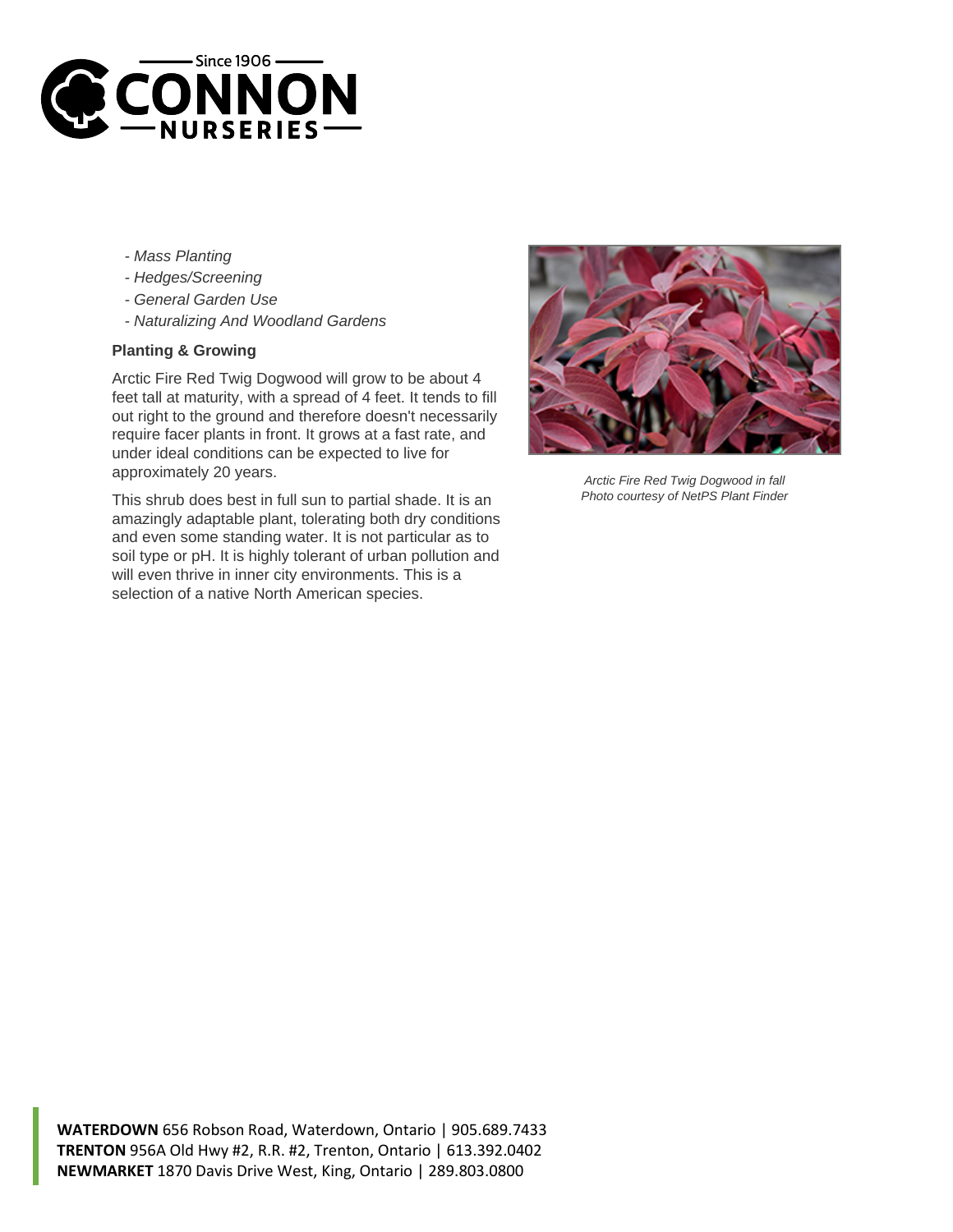- *Mass Planting*
- *Hedges/Screening*
- *General Garden Use*
- *Naturalizing And Woodland Gardens*

**Planting & Growing**

Arctic Fire Red Twig Dogwood will grow to be about 4 feet tall at maturity, with a spread of 4 feet. It tends to fill out right to the ground and therefore doesn't necessarily require facer plants in front. It grows at a fast rate, and under ideal conditions can be expected to live for approximately 20 years.

This shrub does best in full sun to partial shade. It is an amazingly adaptable plant, tolerating both dry conditions and even some standing water. It is not particular as to soil type or pH. It is highly tolerant of urban pollution and will even thrive in inner city environments. This is a selection of a native North American species.

*Arctic Fire Red Twig Dogwood in fall*
*Photo courtesy of NetPS Plant Finder*

**WATERDOWN** 656 Robson Road, Waterdown, Ontario | 905.689.7433
**TRENTON** 956A Old Hwy #2, R.R. #2, Trenton, Ontario | 613.392.0402
**NEWMARKET** 1870 Davis Drive West, King, Ontario | 289.803.0800